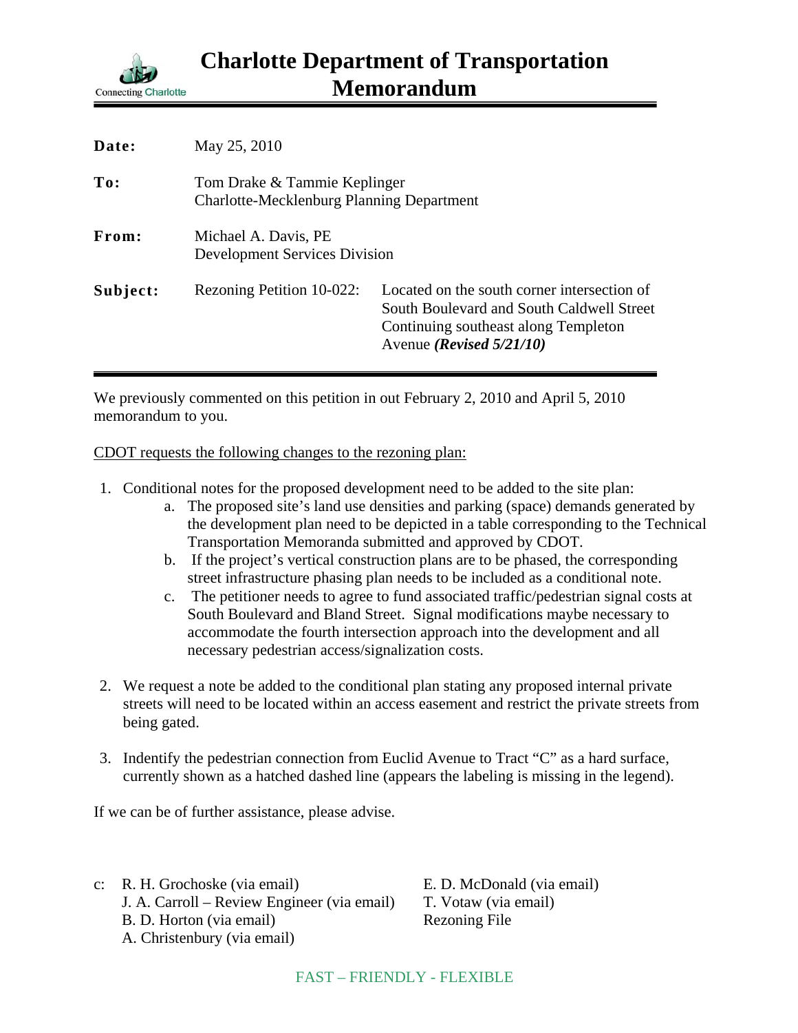# Charlotte Department of Transportation Memorandum

Connecting Charlotte

| | |
|---|---|
| **Date:** | May 25, 2010 |
| **To:** | Tom Drake & Tammie Keplinger<br>Charlotte-Mecklenburg Planning Department |
| **From:** | Michael A. Davis, PE<br>Development Services Division |
| **Subject:** | Rezoning Petition 10-022: Located on the south corner intersection of South Boulevard and South Caldwell Street Continuing southeast along Templeton Avenue ***(Revised 5/21/10)*** |

---

We previously commented on this petition in out February 2, 2010 and April 5, 2010 memorandum to you.

CDOT requests the following changes to the rezoning plan:

1. Conditional notes for the proposed development need to be added to the site plan:
   a. The proposed site's land use densities and parking (space) demands generated by the development plan need to be depicted in a table corresponding to the Technical Transportation Memoranda submitted and approved by CDOT.
   b. If the project's vertical construction plans are to be phased, the corresponding street infrastructure phasing plan needs to be included as a conditional note.
   c. The petitioner needs to agree to fund associated traffic/pedestrian signal costs at South Boulevard and Bland Street. Signal modifications maybe necessary to accommodate the fourth intersection approach into the development and all necessary pedestrian access/signalization costs.

2. We request a note be added to the conditional plan stating any proposed internal private streets will need to be located within an access easement and restrict the private streets from being gated.

3. Indentify the pedestrian connection from Euclid Avenue to Tract "C" as a hard surface, currently shown as a hatched dashed line (appears the labeling is missing in the legend).

If we can be of further assistance, please advise.

c: R. H. Grochoske (via email)
J. A. Carroll – Review Engineer (via email)
B. D. Horton (via email)
A. Christenbury (via email)
E. D. McDonald (via email)
T. Votaw (via email)
Rezoning File

FAST – FRIENDLY - FLEXIBLE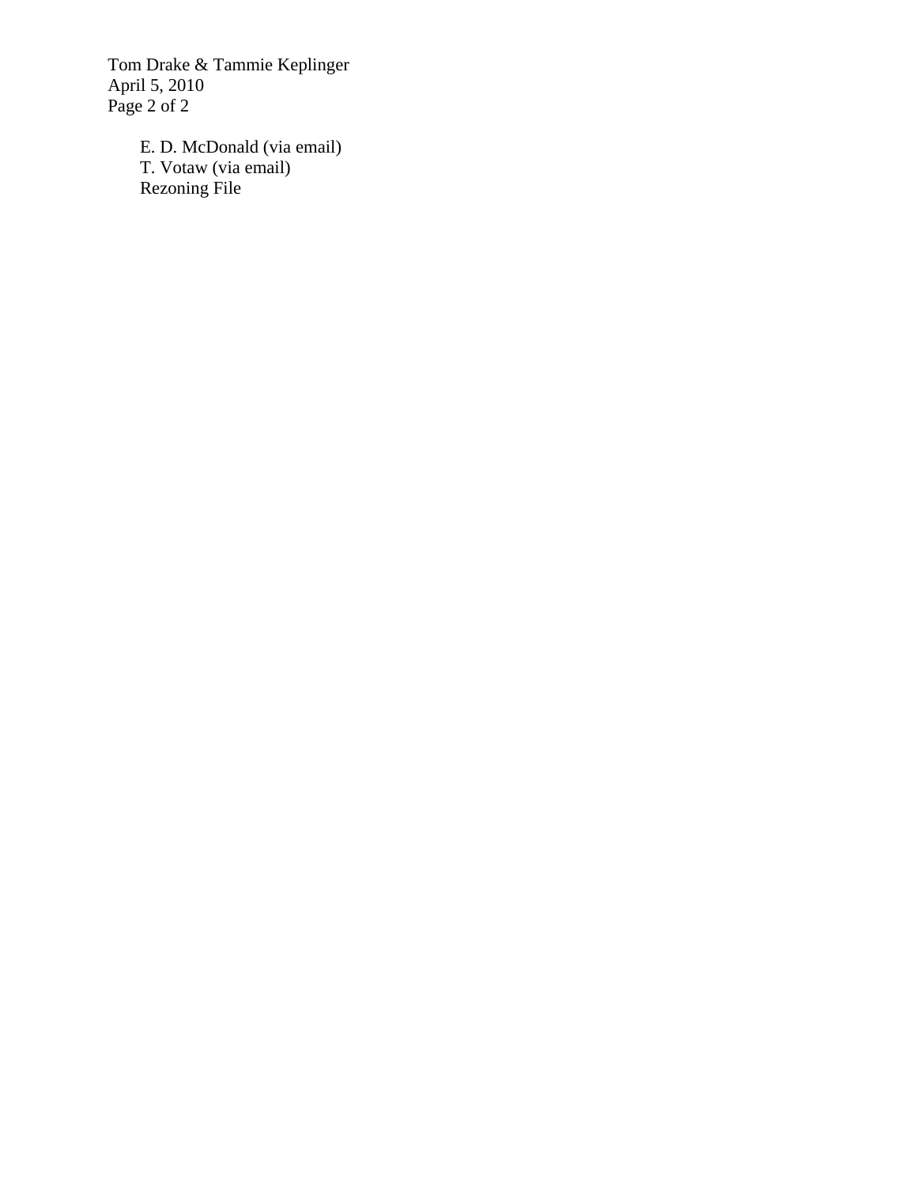E. D. McDonald (via email)
T. Votaw (via email)
Rezoning File